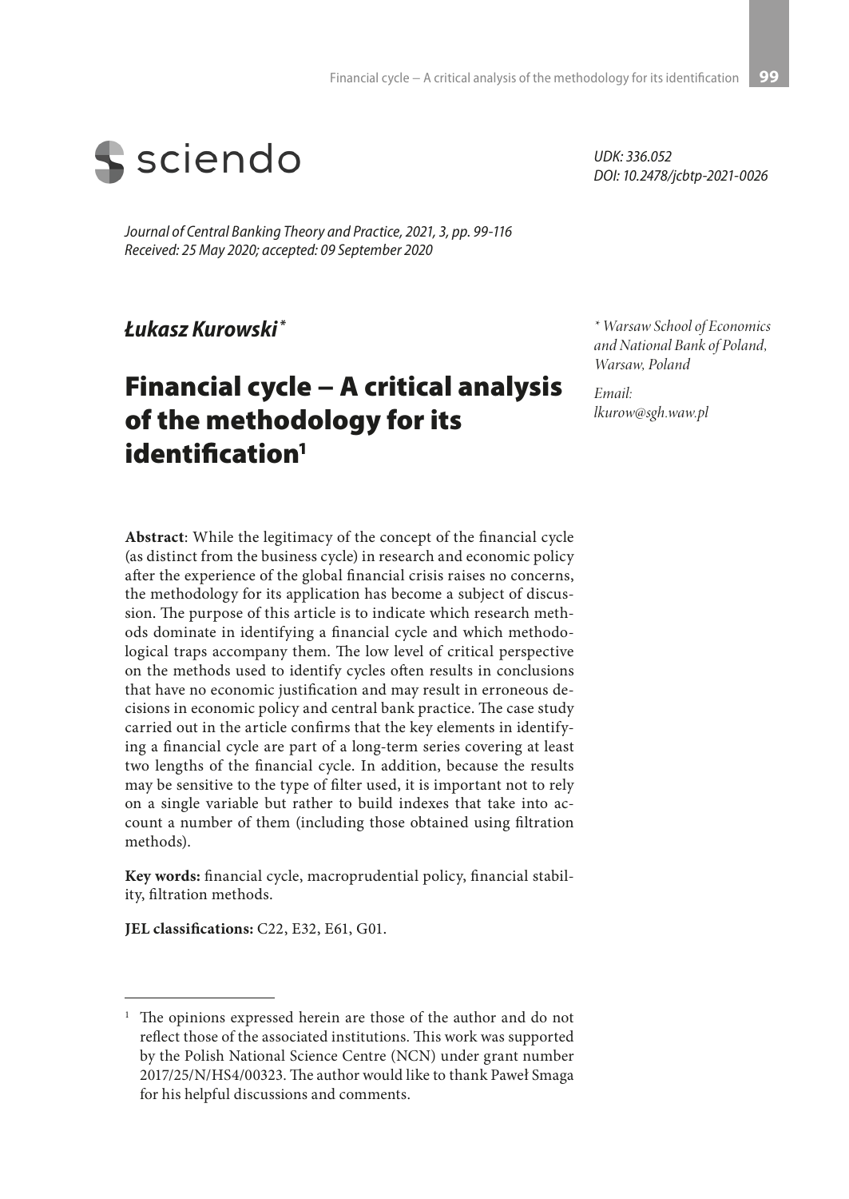sciendo

*UDK: 336.052*
*DOI: 10.2478/jcbtp-2021-0026*

*Journal of Central Banking Theory and Practice, 2021, 3, pp. 99-116*
*Received: 25 May 2020; accepted: 09 September 2020*

***Łukasz Kurowski*** [*]

*[*] Warsaw School of Economics and National Bank of Poland, Warsaw, Poland*

*Email: lkurow@sgh.waw.pl*

# Financial cycle – A critical analysis of the methodology for its identification[1]

**Abstract**: While the legitimacy of the concept of the financial cycle (as distinct from the business cycle) in research and economic policy after the experience of the global financial crisis raises no concerns, the methodology for its application has become a subject of discussion. The purpose of this article is to indicate which research methods dominate in identifying a financial cycle and which methodological traps accompany them. The low level of critical perspective on the methods used to identify cycles often results in conclusions that have no economic justification and may result in erroneous decisions in economic policy and central bank practice. The case study carried out in the article confirms that the key elements in identifying a financial cycle are part of a long-term series covering at least two lengths of the financial cycle. In addition, because the results may be sensitive to the type of filter used, it is important not to rely on a single variable but rather to build indexes that take into account a number of them (including those obtained using filtration methods).

**Key words:** financial cycle, macroprudential policy, financial stability, filtration methods.

**JEL classifications:** C22, E32, E61, G01.

---

[1] The opinions expressed herein are those of the author and do not reflect those of the associated institutions. This work was supported by the Polish National Science Centre (NCN) under grant number 2017/25/N/HS4/00323. The author would like to thank Paweł Smaga for his helpful discussions and comments.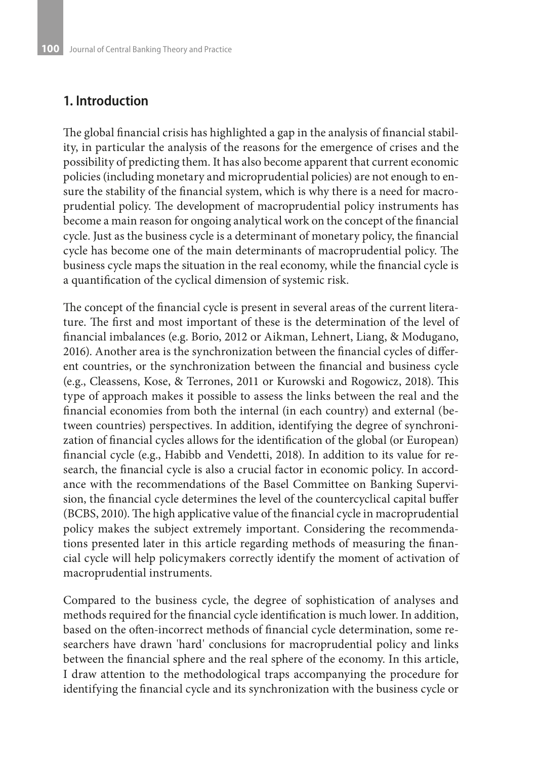## 1. Introduction

The global financial crisis has highlighted a gap in the analysis of financial stability, in particular the analysis of the reasons for the emergence of crises and the possibility of predicting them. It has also become apparent that current economic policies (including monetary and microprudential policies) are not enough to ensure the stability of the financial system, which is why there is a need for macroprudential policy. The development of macroprudential policy instruments has become a main reason for ongoing analytical work on the concept of the financial cycle. Just as the business cycle is a determinant of monetary policy, the financial cycle has become one of the main determinants of macroprudential policy. The business cycle maps the situation in the real economy, while the financial cycle is a quantification of the cyclical dimension of systemic risk.

The concept of the financial cycle is present in several areas of the current literature. The first and most important of these is the determination of the level of financial imbalances (e.g. Borio, 2012 or Aikman, Lehnert, Liang, & Modugano, 2016). Another area is the synchronization between the financial cycles of different countries, or the synchronization between the financial and business cycle (e.g., Cleassens, Kose, & Terrones, 2011 or Kurowski and Rogowicz, 2018). This type of approach makes it possible to assess the links between the real and the financial economies from both the internal (in each country) and external (between countries) perspectives. In addition, identifying the degree of synchronization of financial cycles allows for the identification of the global (or European) financial cycle (e.g., Habibb and Vendetti, 2018). In addition to its value for research, the financial cycle is also a crucial factor in economic policy. In accordance with the recommendations of the Basel Committee on Banking Supervision, the financial cycle determines the level of the countercyclical capital buffer (BCBS, 2010). The high applicative value of the financial cycle in macroprudential policy makes the subject extremely important. Considering the recommendations presented later in this article regarding methods of measuring the financial cycle will help policymakers correctly identify the moment of activation of macroprudential instruments.

Compared to the business cycle, the degree of sophistication of analyses and methods required for the financial cycle identification is much lower. In addition, based on the often-incorrect methods of financial cycle determination, some researchers have drawn 'hard' conclusions for macroprudential policy and links between the financial sphere and the real sphere of the economy. In this article, I draw attention to the methodological traps accompanying the procedure for identifying the financial cycle and its synchronization with the business cycle or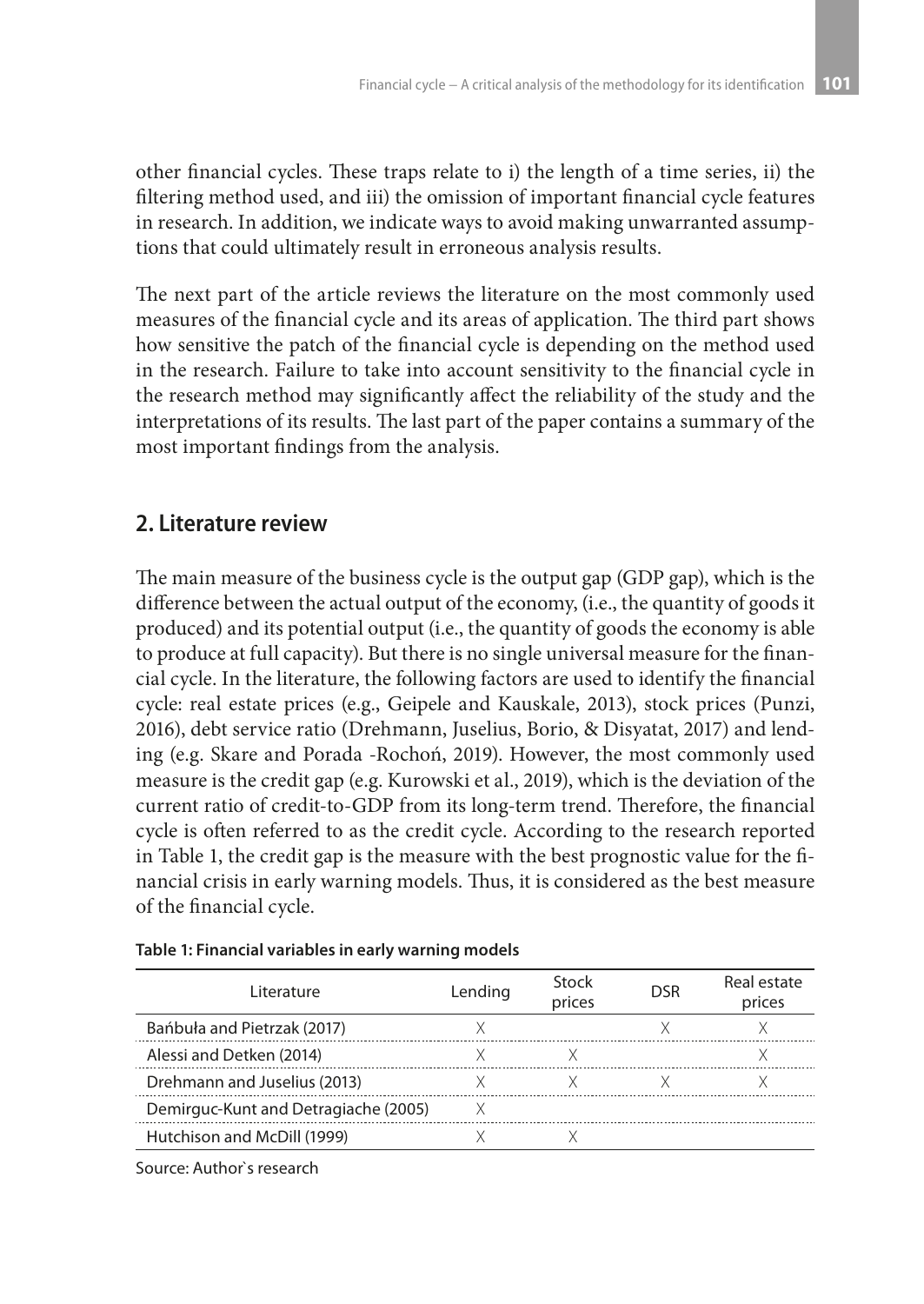other financial cycles. These traps relate to i) the length of a time series, ii) the filtering method used, and iii) the omission of important financial cycle features in research. In addition, we indicate ways to avoid making unwarranted assumptions that could ultimately result in erroneous analysis results.

The next part of the article reviews the literature on the most commonly used measures of the financial cycle and its areas of application. The third part shows how sensitive the patch of the financial cycle is depending on the method used in the research. Failure to take into account sensitivity to the financial cycle in the research method may significantly affect the reliability of the study and the interpretations of its results. The last part of the paper contains a summary of the most important findings from the analysis.

## 2. Literature review

The main measure of the business cycle is the output gap (GDP gap), which is the difference between the actual output of the economy, (i.e., the quantity of goods it produced) and its potential output (i.e., the quantity of goods the economy is able to produce at full capacity). But there is no single universal measure for the financial cycle. In the literature, the following factors are used to identify the financial cycle: real estate prices (e.g., Geipele and Kauskale, 2013), stock prices (Punzi, 2016), debt service ratio (Drehmann, Juselius, Borio, & Disyatat, 2017) and lending (e.g. Skare and Porada -Rochoń, 2019). However, the most commonly used measure is the credit gap (e.g. Kurowski et al., 2019), which is the deviation of the current ratio of credit-to-GDP from its long-term trend. Therefore, the financial cycle is often referred to as the credit cycle. According to the research reported in Table 1, the credit gap is the measure with the best prognostic value for the financial crisis in early warning models. Thus, it is considered as the best measure of the financial cycle.

**Table 1: Financial variables in early warning models**

| Literature | Lending | Stock prices | DSR | Real estate prices |
|---|---|---|---|---|
| Bańbuła and Pietrzak (2017) | X | | X | X |
| Alessi and Detken (2014) | X | X | | X |
| Drehmann and Juselius (2013) | X | X | X | X |
| Demirguc-Kunt and Detragiache (2005) | X | | | |
| Hutchison and McDill (1999) | X | X | | |

Source: Author`s research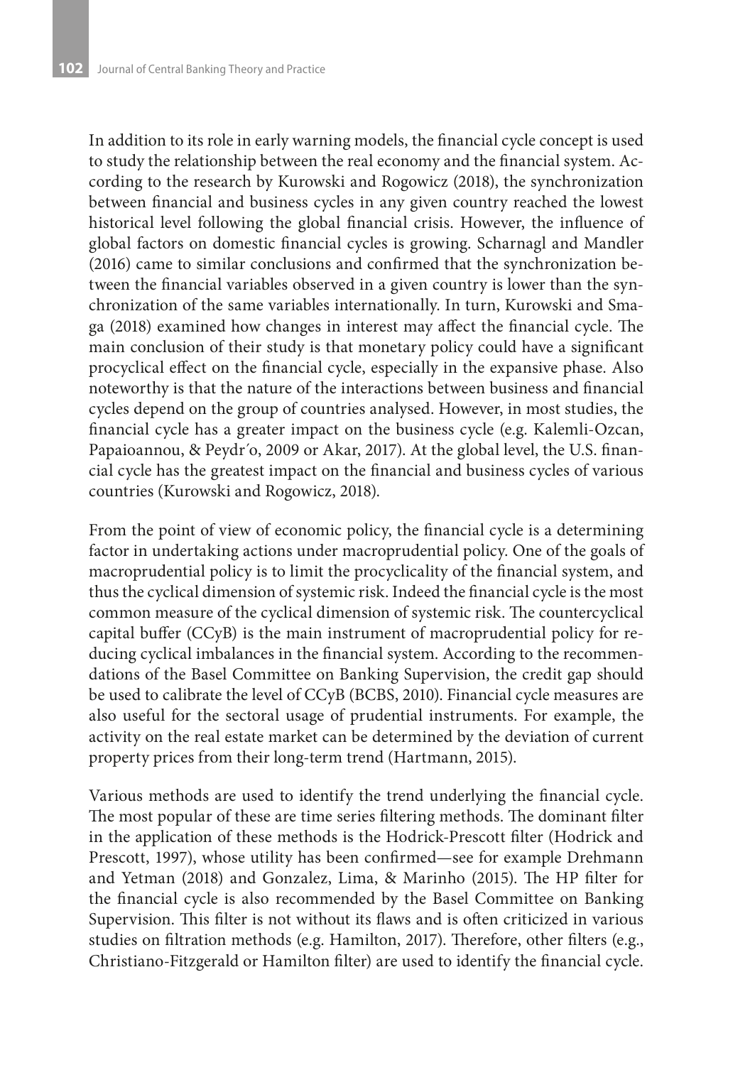In addition to its role in early warning models, the financial cycle concept is used to study the relationship between the real economy and the financial system. According to the research by Kurowski and Rogowicz (2018), the synchronization between financial and business cycles in any given country reached the lowest historical level following the global financial crisis. However, the influence of global factors on domestic financial cycles is growing. Scharnagl and Mandler (2016) came to similar conclusions and confirmed that the synchronization between the financial variables observed in a given country is lower than the synchronization of the same variables internationally. In turn, Kurowski and Smaga (2018) examined how changes in interest may affect the financial cycle. The main conclusion of their study is that monetary policy could have a significant procyclical effect on the financial cycle, especially in the expansive phase. Also noteworthy is that the nature of the interactions between business and financial cycles depend on the group of countries analysed. However, in most studies, the financial cycle has a greater impact on the business cycle (e.g. Kalemli-Ozcan, Papaioannou, & Peydr´o, 2009 or Akar, 2017). At the global level, the U.S. financial cycle has the greatest impact on the financial and business cycles of various countries (Kurowski and Rogowicz, 2018).

From the point of view of economic policy, the financial cycle is a determining factor in undertaking actions under macroprudential policy. One of the goals of macroprudential policy is to limit the procyclicality of the financial system, and thus the cyclical dimension of systemic risk. Indeed the financial cycle is the most common measure of the cyclical dimension of systemic risk. The countercyclical capital buffer (CCyB) is the main instrument of macroprudential policy for reducing cyclical imbalances in the financial system. According to the recommendations of the Basel Committee on Banking Supervision, the credit gap should be used to calibrate the level of CCyB (BCBS, 2010). Financial cycle measures are also useful for the sectoral usage of prudential instruments. For example, the activity on the real estate market can be determined by the deviation of current property prices from their long-term trend (Hartmann, 2015).

Various methods are used to identify the trend underlying the financial cycle. The most popular of these are time series filtering methods. The dominant filter in the application of these methods is the Hodrick-Prescott filter (Hodrick and Prescott, 1997), whose utility has been confirmed—see for example Drehmann and Yetman (2018) and Gonzalez, Lima, & Marinho (2015). The HP filter for the financial cycle is also recommended by the Basel Committee on Banking Supervision. This filter is not without its flaws and is often criticized in various studies on filtration methods (e.g. Hamilton, 2017). Therefore, other filters (e.g., Christiano-Fitzgerald or Hamilton filter) are used to identify the financial cycle.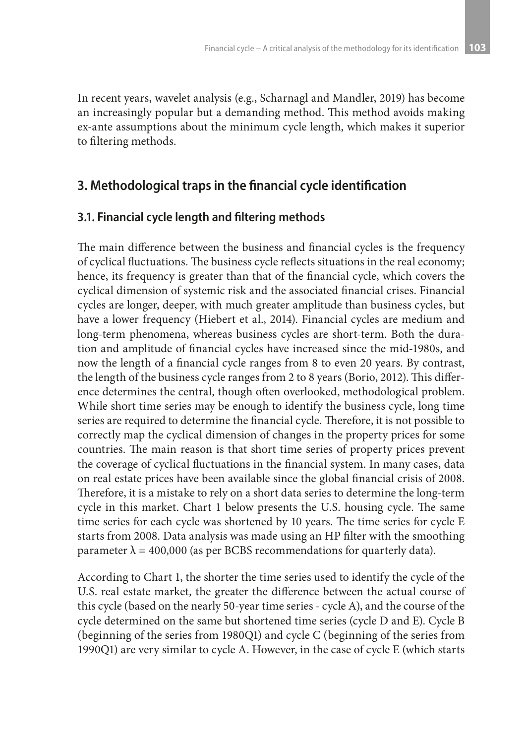In recent years, wavelet analysis (e.g., Scharnagl and Mandler, 2019) has become an increasingly popular but a demanding method. This method avoids making ex-ante assumptions about the minimum cycle length, which makes it superior to filtering methods.

## 3. Methodological traps in the financial cycle identification

### 3.1. Financial cycle length and filtering methods

The main difference between the business and financial cycles is the frequency of cyclical fluctuations. The business cycle reflects situations in the real economy; hence, its frequency is greater than that of the financial cycle, which covers the cyclical dimension of systemic risk and the associated financial crises. Financial cycles are longer, deeper, with much greater amplitude than business cycles, but have a lower frequency (Hiebert et al., 2014). Financial cycles are medium and long-term phenomena, whereas business cycles are short-term. Both the duration and amplitude of financial cycles have increased since the mid-1980s, and now the length of a financial cycle ranges from 8 to even 20 years. By contrast, the length of the business cycle ranges from 2 to 8 years (Borio, 2012). This difference determines the central, though often overlooked, methodological problem. While short time series may be enough to identify the business cycle, long time series are required to determine the financial cycle. Therefore, it is not possible to correctly map the cyclical dimension of changes in the property prices for some countries. The main reason is that short time series of property prices prevent the coverage of cyclical fluctuations in the financial system. In many cases, data on real estate prices have been available since the global financial crisis of 2008. Therefore, it is a mistake to rely on a short data series to determine the long-term cycle in this market. Chart 1 below presents the U.S. housing cycle. The same time series for each cycle was shortened by 10 years. The time series for cycle E starts from 2008. Data analysis was made using an HP filter with the smoothing parameter $\lambda = 400{,}000$ (as per BCBS recommendations for quarterly data).

According to Chart 1, the shorter the time series used to identify the cycle of the U.S. real estate market, the greater the difference between the actual course of this cycle (based on the nearly 50-year time series - cycle A), and the course of the cycle determined on the same but shortened time series (cycle D and E). Cycle B (beginning of the series from 1980Q1) and cycle C (beginning of the series from 1990Q1) are very similar to cycle A. However, in the case of cycle E (which starts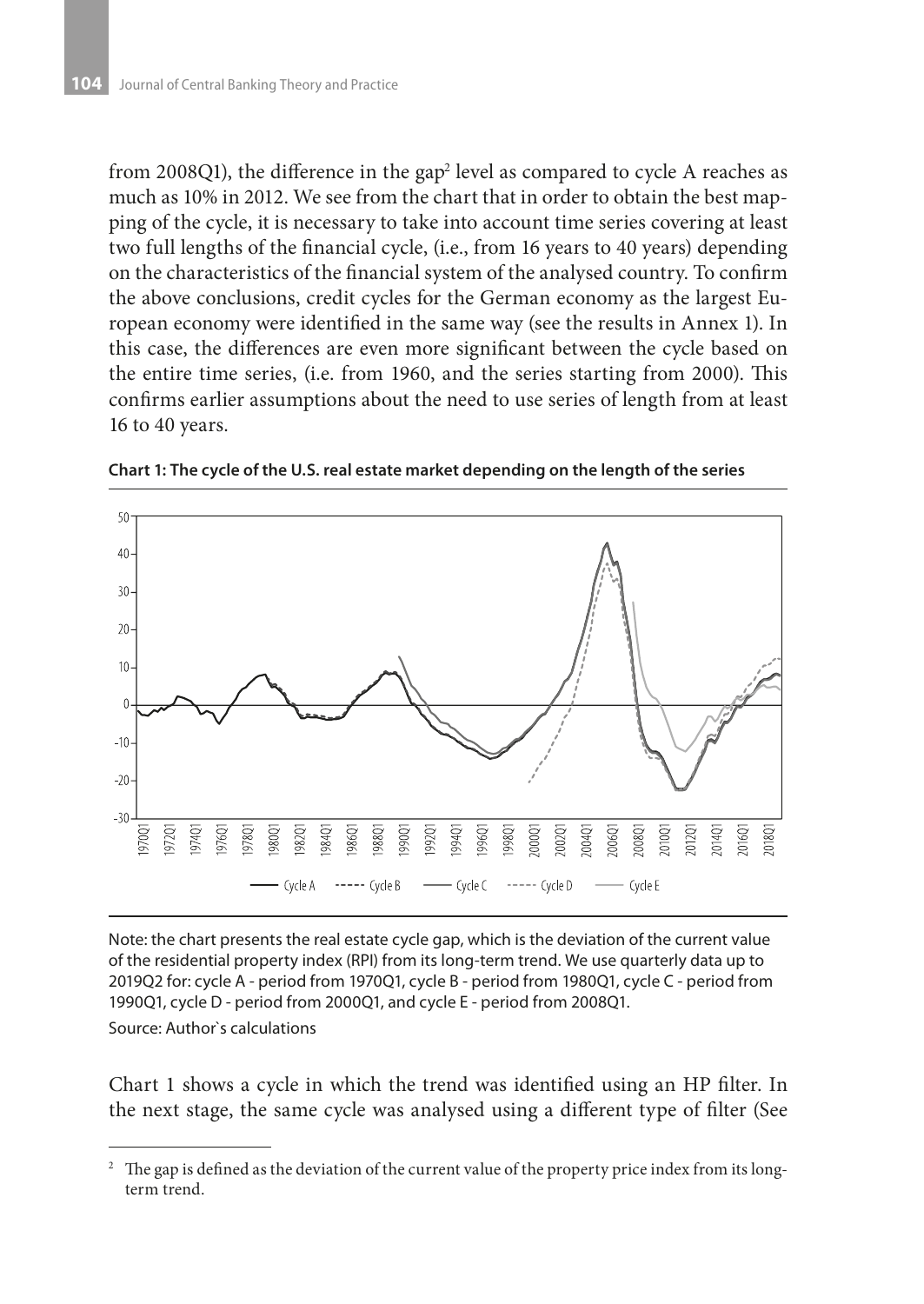from 2008Q1), the difference in the gap[2] level as compared to cycle A reaches as much as 10% in 2012. We see from the chart that in order to obtain the best mapping of the cycle, it is necessary to take into account time series covering at least two full lengths of the financial cycle, (i.e., from 16 years to 40 years) depending on the characteristics of the financial system of the analysed country. To confirm the above conclusions, credit cycles for the German economy as the largest European economy were identified in the same way (see the results in Annex 1). In this case, the differences are even more significant between the cycle based on the entire time series, (i.e. from 1960, and the series starting from 2000). This confirms earlier assumptions about the need to use series of length from at least 16 to 40 years.

**Chart 1: The cycle of the U.S. real estate market depending on the length of the series**

50
40
30
20
10
0
-10
-20
-30

1970Q1 1972Q1 1974Q1 1976Q1 1978Q1 1980Q1 1982Q1 1984Q1 1986Q1 1988Q1 1990Q1 1992Q1 1994Q1 1996Q1 1998Q1 2000Q1 2002Q1 2004Q1 2006Q1 2008Q1 2010Q1 2012Q1 2014Q1 2016Q1 2018Q1

Cycle A  Cycle B  Cycle C  Cycle D  Cycle E

Note: the chart presents the real estate cycle gap, which is the deviation of the current value of the residential property index (RPI) from its long-term trend. We use quarterly data up to 2019Q2 for: cycle A - period from 1970Q1, cycle B - period from 1980Q1, cycle C - period from 1990Q1, cycle D - period from 2000Q1, and cycle E - period from 2008Q1.

Source: Author`s calculations

Chart 1 shows a cycle in which the trend was identified using an HP filter. In the next stage, the same cycle was analysed using a different type of filter (See

[2] The gap is defined as the deviation of the current value of the property price index from its long-term trend.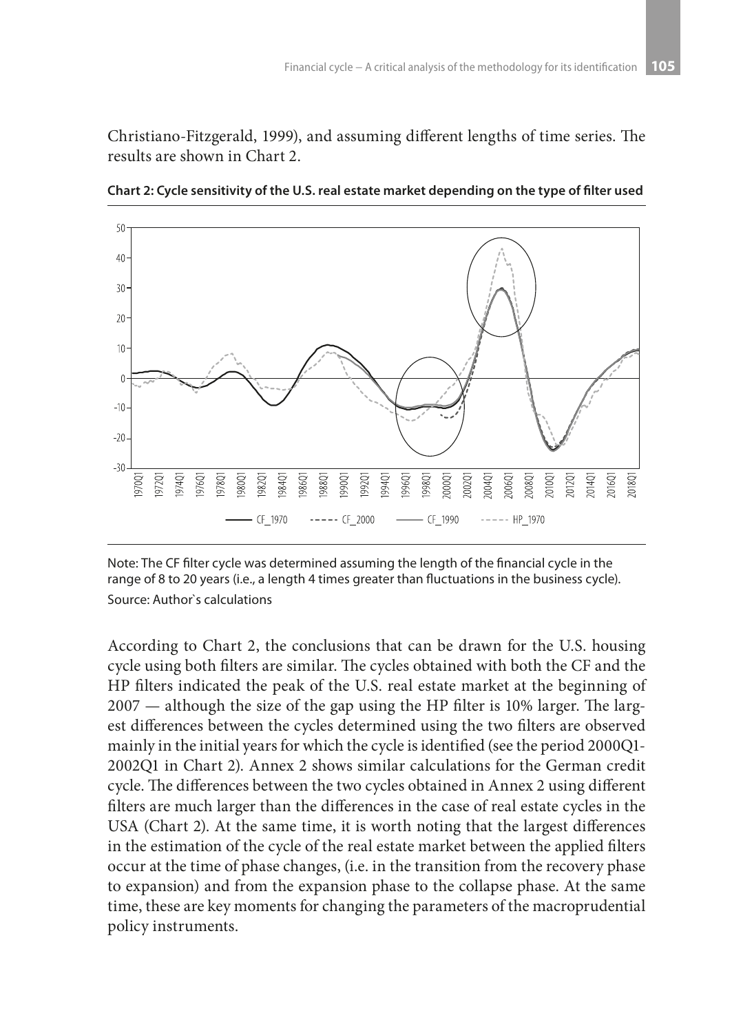Christiano-Fitzgerald, 1999), and assuming different lengths of time series. The results are shown in Chart 2.

**Chart 2: Cycle sensitivity of the U.S. real estate market depending on the type of filter used**

50
40
30
20
10
0
–10
–20
–30

1970Q1 1972Q1 1974Q1 1976Q1 1978Q1 1980Q1 1982Q1 1984Q1 1986Q1 1988Q1 1990Q1 1992Q1 1994Q1 1996Q1 1998Q1 2000Q1 2002Q1 2004Q1 2006Q1 2008Q1 2010Q1 2012Q1 2014Q1 2016Q1 2018Q1

CF_1970 CF_2000 CF_1990 HP_1970

Note: The CF filter cycle was determined assuming the length of the financial cycle in the range of 8 to 20 years (i.e., a length 4 times greater than fluctuations in the business cycle).

Source: Author`s calculations

According to Chart 2, the conclusions that can be drawn for the U.S. housing cycle using both filters are similar. The cycles obtained with both the CF and the HP filters indicated the peak of the U.S. real estate market at the beginning of 2007 — although the size of the gap using the HP filter is 10% larger. The largest differences between the cycles determined using the two filters are observed mainly in the initial years for which the cycle is identified (see the period 2000Q1-2002Q1 in Chart 2). Annex 2 shows similar calculations for the German credit cycle. The differences between the two cycles obtained in Annex 2 using different filters are much larger than the differences in the case of real estate cycles in the USA (Chart 2). At the same time, it is worth noting that the largest differences in the estimation of the cycle of the real estate market between the applied filters occur at the time of phase changes, (i.e. in the transition from the recovery phase to expansion) and from the expansion phase to the collapse phase. At the same time, these are key moments for changing the parameters of the macroprudential policy instruments.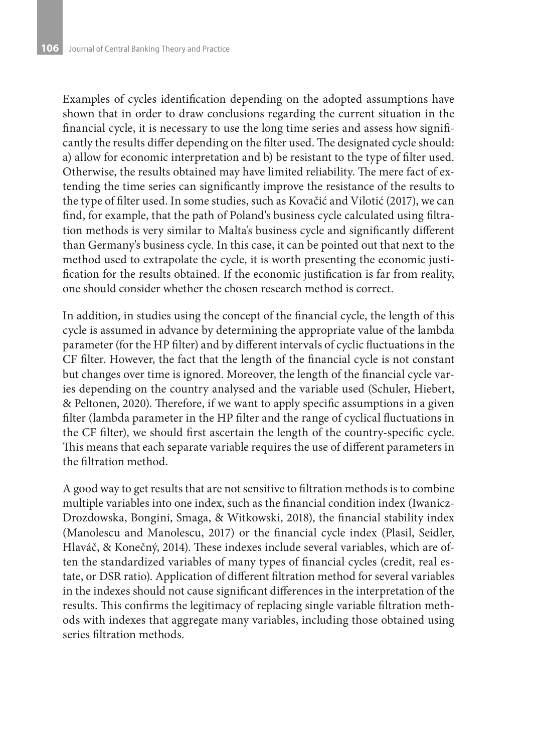Examples of cycles identification depending on the adopted assumptions have shown that in order to draw conclusions regarding the current situation in the financial cycle, it is necessary to use the long time series and assess how significantly the results differ depending on the filter used. The designated cycle should: a) allow for economic interpretation and b) be resistant to the type of filter used. Otherwise, the results obtained may have limited reliability. The mere fact of extending the time series can significantly improve the resistance of the results to the type of filter used. In some studies, such as Kovačić and Vilotić (2017), we can find, for example, that the path of Poland's business cycle calculated using filtration methods is very similar to Malta's business cycle and significantly different than Germany's business cycle. In this case, it can be pointed out that next to the method used to extrapolate the cycle, it is worth presenting the economic justification for the results obtained. If the economic justification is far from reality, one should consider whether the chosen research method is correct.

In addition, in studies using the concept of the financial cycle, the length of this cycle is assumed in advance by determining the appropriate value of the lambda parameter (for the HP filter) and by different intervals of cyclic fluctuations in the CF filter. However, the fact that the length of the financial cycle is not constant but changes over time is ignored. Moreover, the length of the financial cycle varies depending on the country analysed and the variable used (Schuler, Hiebert, & Peltonen, 2020). Therefore, if we want to apply specific assumptions in a given filter (lambda parameter in the HP filter and the range of cyclical fluctuations in the CF filter), we should first ascertain the length of the country-specific cycle. This means that each separate variable requires the use of different parameters in the filtration method.

A good way to get results that are not sensitive to filtration methods is to combine multiple variables into one index, such as the financial condition index (Iwanicz-Drozdowska, Bongini, Smaga, & Witkowski, 2018), the financial stability index (Manolescu and Manolescu, 2017) or the financial cycle index (Plasil, Seidler, Hlaváč, & Konečný, 2014). These indexes include several variables, which are often the standardized variables of many types of financial cycles (credit, real estate, or DSR ratio). Application of different filtration method for several variables in the indexes should not cause significant differences in the interpretation of the results. This confirms the legitimacy of replacing single variable filtration methods with indexes that aggregate many variables, including those obtained using series filtration methods.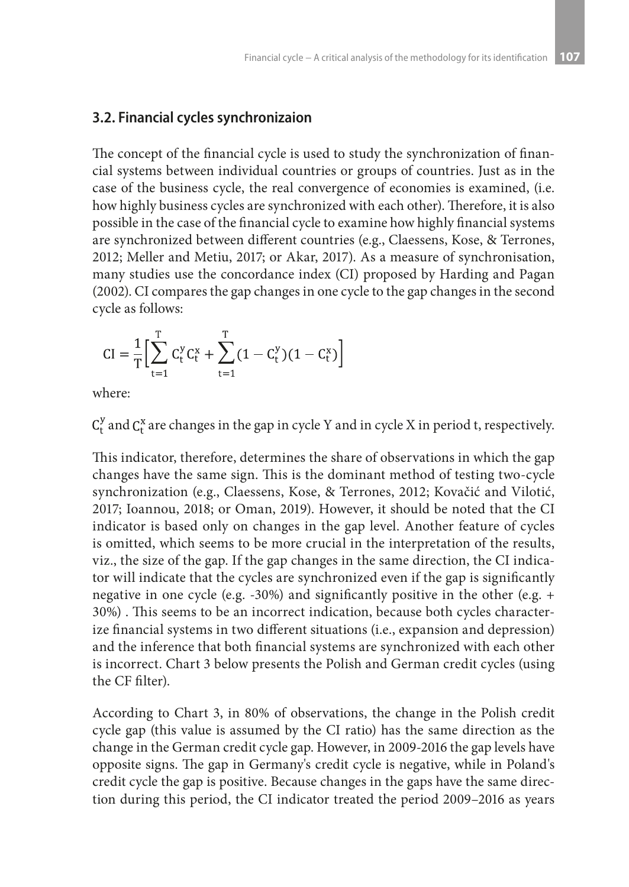### 3.2. Financial cycles synchronizaion

The concept of the financial cycle is used to study the synchronization of financial systems between individual countries or groups of countries. Just as in the case of the business cycle, the real convergence of economies is examined, (i.e. how highly business cycles are synchronized with each other). Therefore, it is also possible in the case of the financial cycle to examine how highly financial systems are synchronized between different countries (e.g., Claessens, Kose, & Terrones, 2012; Meller and Metiu, 2017; or Akar, 2017). As a measure of synchronisation, many studies use the concordance index (CI) proposed by Harding and Pagan (2002). CI compares the gap changes in one cycle to the gap changes in the second cycle as follows:

$$\mathrm{CI} = \frac{1}{\mathrm{T}}\Big[\sum_{t=1}^{\mathrm{T}} C_t^y C_t^x + \sum_{t=1}^{\mathrm{T}}(1 - C_t^y)(1 - C_t^x)\Big]$$

where:

$C_t^y$ and $C_t^x$ are changes in the gap in cycle Y and in cycle X in period t, respectively.

This indicator, therefore, determines the share of observations in which the gap changes have the same sign. This is the dominant method of testing two-cycle synchronization (e.g., Claessens, Kose, & Terrones, 2012; Kovačić and Vilotić, 2017; Ioannou, 2018; or Oman, 2019). However, it should be noted that the CI indicator is based only on changes in the gap level. Another feature of cycles is omitted, which seems to be more crucial in the interpretation of the results, viz., the size of the gap. If the gap changes in the same direction, the CI indicator will indicate that the cycles are synchronized even if the gap is significantly negative in one cycle (e.g. -30%) and significantly positive in the other (e.g. + 30%) . This seems to be an incorrect indication, because both cycles characterize financial systems in two different situations (i.e., expansion and depression) and the inference that both financial systems are synchronized with each other is incorrect. Chart 3 below presents the Polish and German credit cycles (using the CF filter).

According to Chart 3, in 80% of observations, the change in the Polish credit cycle gap (this value is assumed by the CI ratio) has the same direction as the change in the German credit cycle gap. However, in 2009-2016 the gap levels have opposite signs. The gap in Germany's credit cycle is negative, while in Poland's credit cycle the gap is positive. Because changes in the gaps have the same direction during this period, the CI indicator treated the period 2009–2016 as years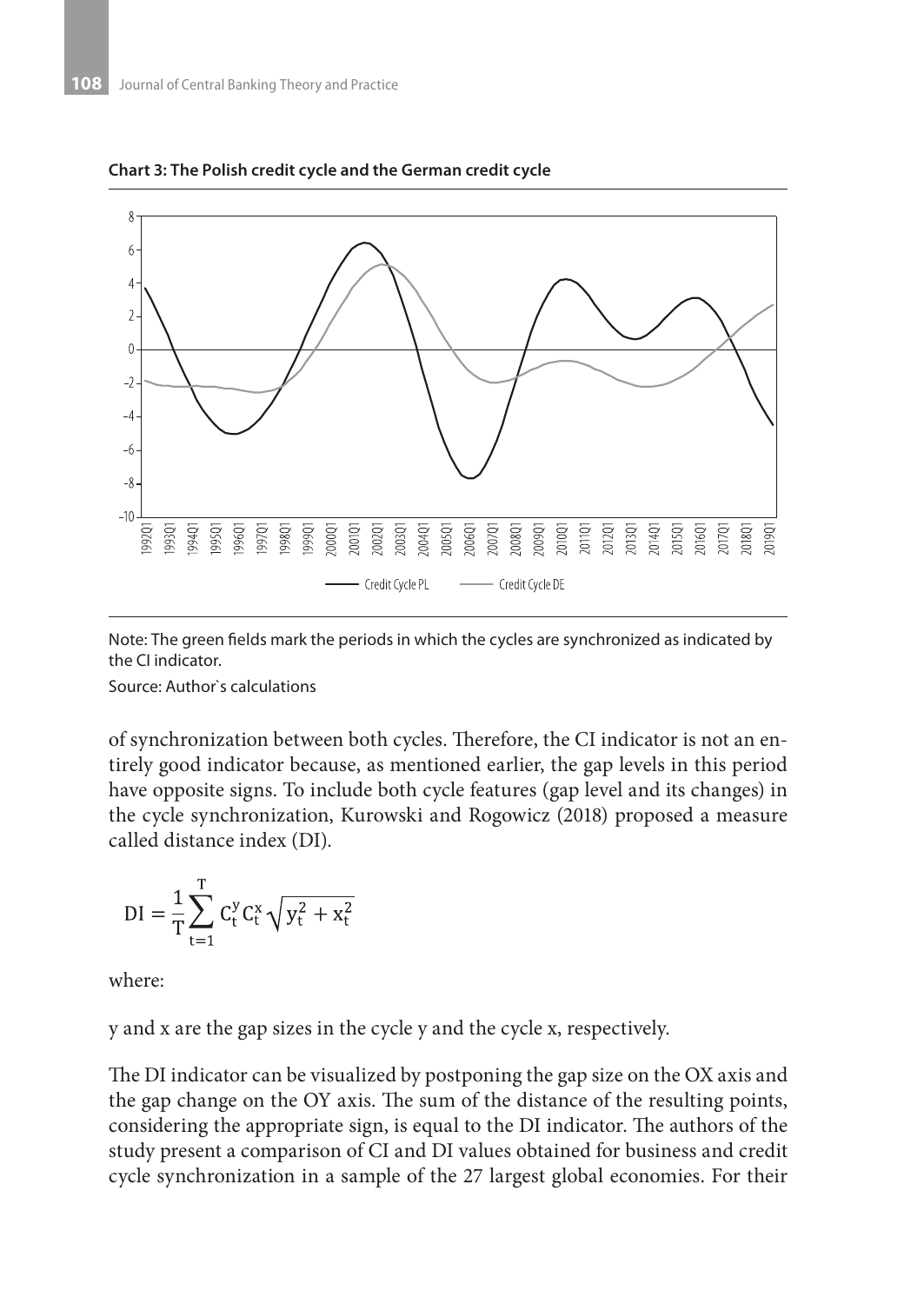**Chart 3: The Polish credit cycle and the German credit cycle**

8
6
4
2
0
−2
−4
−6
−8
−10

1992Q1 1993Q1 1994Q1 1995Q1 1996Q1 1997Q1 1998Q1 1999Q1 2000Q1 2001Q1 2002Q1 2003Q1 2004Q1 2005Q1 2006Q1 2007Q1 2008Q1 2009Q1 2010Q1 2011Q1 2012Q1 2013Q1 2014Q1 2015Q1 2016Q1 2017Q1 2018Q1 2019Q1

Credit Cycle PL    Credit Cycle DE

Note: The green fields mark the periods in which the cycles are synchronized as indicated by the CI indicator.

Source: Author`s calculations

of synchronization between both cycles. Therefore, the CI indicator is not an entirely good indicator because, as mentioned earlier, the gap levels in this period have opposite signs. To include both cycle features (gap level and its changes) in the cycle synchronization, Kurowski and Rogowicz (2018) proposed a measure called distance index (DI).

$$\mathrm{DI} = \frac{1}{T}\sum_{t=1}^{T} C_t^y C_t^x \sqrt{y_t^2 + x_t^2}$$

where:

y and x are the gap sizes in the cycle y and the cycle x, respectively.

The DI indicator can be visualized by postponing the gap size on the OX axis and the gap change on the OY axis. The sum of the distance of the resulting points, considering the appropriate sign, is equal to the DI indicator. The authors of the study present a comparison of CI and DI values obtained for business and credit cycle synchronization in a sample of the 27 largest global economies. For their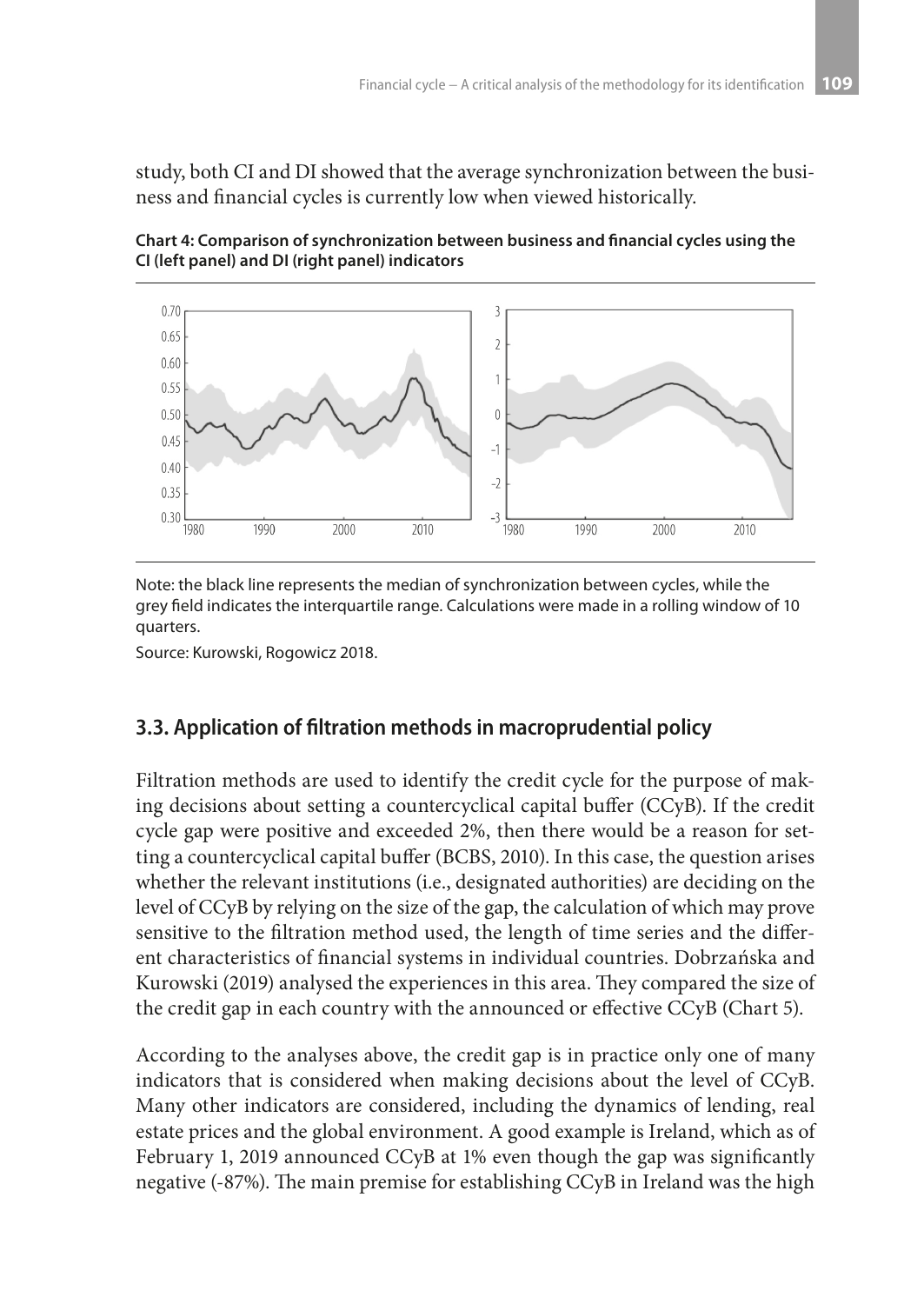study, both CI and DI showed that the average synchronization between the business and financial cycles is currently low when viewed historically.

**Chart 4: Comparison of synchronization between business and financial cycles using the CI (left panel) and DI (right panel) indicators**

Note: the black line represents the median of synchronization between cycles, while the grey field indicates the interquartile range. Calculations were made in a rolling window of 10 quarters.

Source: Kurowski, Rogowicz 2018.

### 3.3. Application of filtration methods in macroprudential policy

Filtration methods are used to identify the credit cycle for the purpose of making decisions about setting a countercyclical capital buffer (CCyB). If the credit cycle gap were positive and exceeded 2%, then there would be a reason for setting a countercyclical capital buffer (BCBS, 2010). In this case, the question arises whether the relevant institutions (i.e., designated authorities) are deciding on the level of CCyB by relying on the size of the gap, the calculation of which may prove sensitive to the filtration method used, the length of time series and the different characteristics of financial systems in individual countries. Dobrzańska and Kurowski (2019) analysed the experiences in this area. They compared the size of the credit gap in each country with the announced or effective CCyB (Chart 5).

According to the analyses above, the credit gap is in practice only one of many indicators that is considered when making decisions about the level of CCyB. Many other indicators are considered, including the dynamics of lending, real estate prices and the global environment. A good example is Ireland, which as of February 1, 2019 announced CCyB at 1% even though the gap was significantly negative (-87%). The main premise for establishing CCyB in Ireland was the high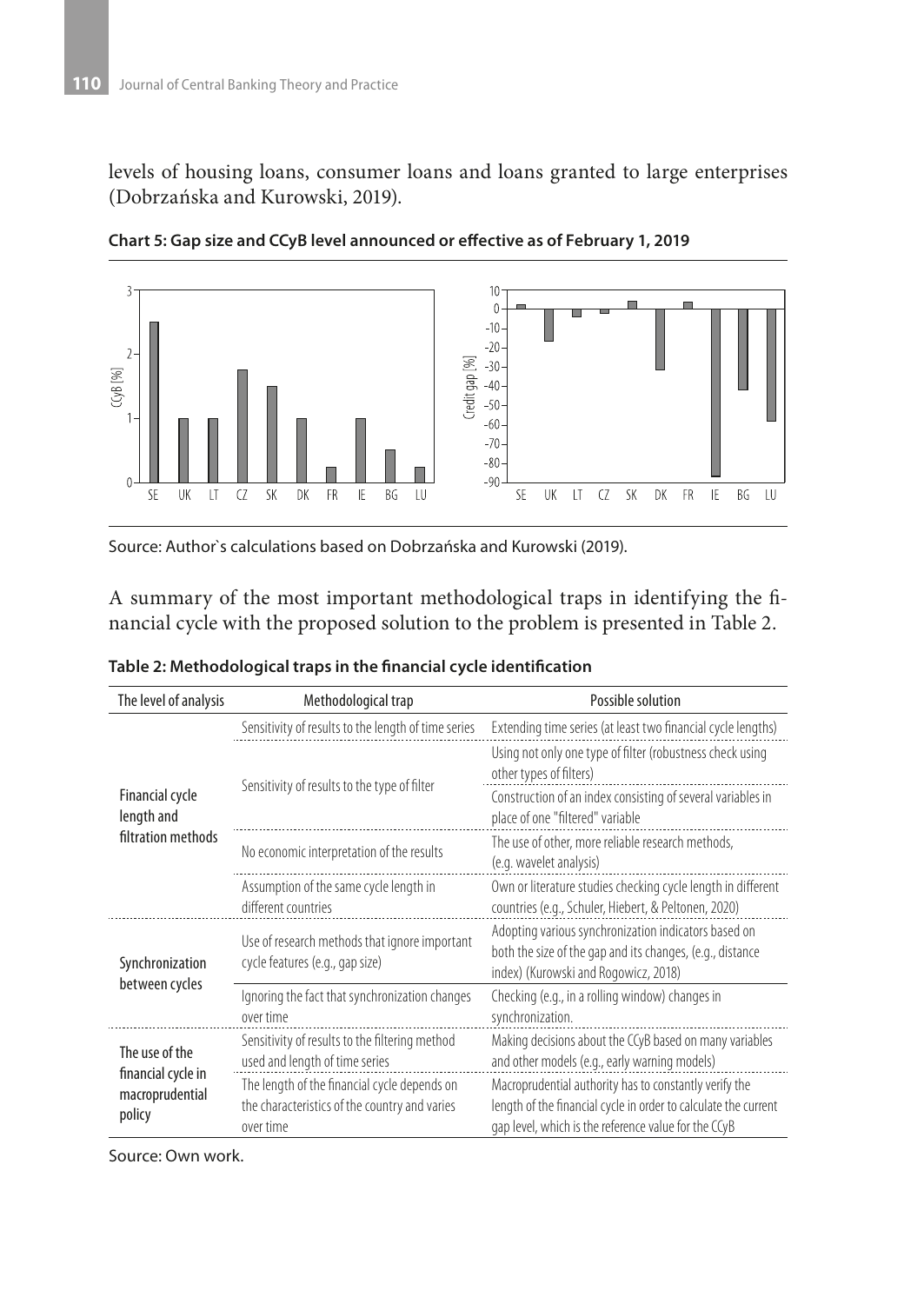levels of housing loans, consumer loans and loans granted to large enterprises (Dobrzańska and Kurowski, 2019).

**Chart 5: Gap size and CCyB level announced or effective as of February 1, 2019**

CCyB [%]

3
2
1
0

SE UK LT CZ SK DK FR IE BG LU

Credit gap [%]

10
0
–10
–20
–30
–40
–50
–60
–70
–80
–90

SE UK LT CZ SK DK FR IE BG LU

Source: Author`s calculations based on Dobrzańska and Kurowski (2019).

A summary of the most important methodological traps in identifying the financial cycle with the proposed solution to the problem is presented in Table 2.

**Table 2: Methodological traps in the financial cycle identification**

| The level of analysis | Methodological trap | Possible solution |
|---|---|---|
| Financial cycle length and filtration methods | Sensitivity of results to the length of time series | Extending time series (at least two financial cycle lengths) |
| | Sensitivity of results to the type of filter | Using not only one type of filter (robustness check using other types of filters) |
| | | Construction of an index consisting of several variables in place of one "filtered" variable |
| | No economic interpretation of the results | The use of other, more reliable research methods, (e.g. wavelet analysis) |
| | Assumption of the same cycle length in different countries | Own or literature studies checking cycle length in different countries (e.g., Schuler, Hiebert, & Peltonen, 2020) |
| Synchronization between cycles | Use of research methods that ignore important cycle features (e.g., gap size) | Adopting various synchronization indicators based on both the size of the gap and its changes, (e.g., distance index) (Kurowski and Rogowicz, 2018) |
| | Ignoring the fact that synchronization changes over time | Checking (e.g., in a rolling window) changes in synchronization. |
| The use of the financial cycle in macroprudential policy | Sensitivity of results to the filtering method used and length of time series | Making decisions about the CCyB based on many variables and other models (e.g., early warning models) |
| | The length of the financial cycle depends on the characteristics of the country and varies over time | Macroprudential authority has to constantly verify the length of the financial cycle in order to calculate the current gap level, which is the reference value for the CCyB |

Source: Own work.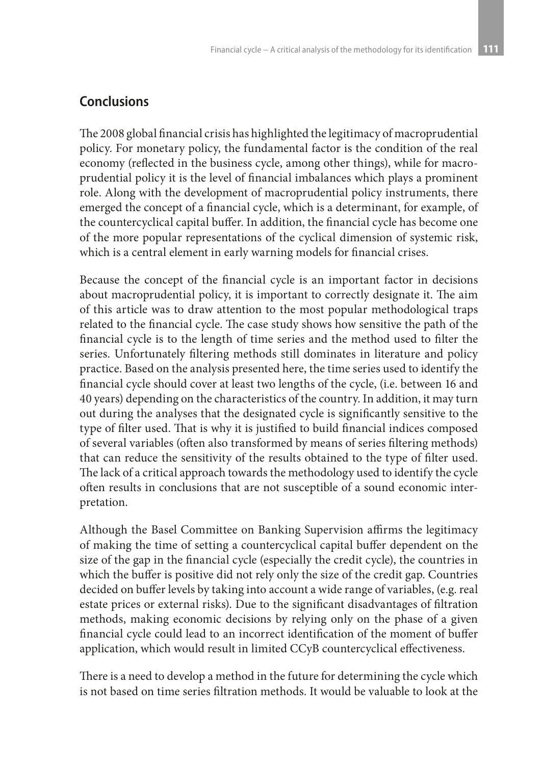## Conclusions

The 2008 global financial crisis has highlighted the legitimacy of macroprudential policy. For monetary policy, the fundamental factor is the condition of the real economy (reflected in the business cycle, among other things), while for macroprudential policy it is the level of financial imbalances which plays a prominent role. Along with the development of macroprudential policy instruments, there emerged the concept of a financial cycle, which is a determinant, for example, of the countercyclical capital buffer. In addition, the financial cycle has become one of the more popular representations of the cyclical dimension of systemic risk, which is a central element in early warning models for financial crises.

Because the concept of the financial cycle is an important factor in decisions about macroprudential policy, it is important to correctly designate it. The aim of this article was to draw attention to the most popular methodological traps related to the financial cycle. The case study shows how sensitive the path of the financial cycle is to the length of time series and the method used to filter the series. Unfortunately filtering methods still dominates in literature and policy practice. Based on the analysis presented here, the time series used to identify the financial cycle should cover at least two lengths of the cycle, (i.e. between 16 and 40 years) depending on the characteristics of the country. In addition, it may turn out during the analyses that the designated cycle is significantly sensitive to the type of filter used. That is why it is justified to build financial indices composed of several variables (often also transformed by means of series filtering methods) that can reduce the sensitivity of the results obtained to the type of filter used. The lack of a critical approach towards the methodology used to identify the cycle often results in conclusions that are not susceptible of a sound economic interpretation.

Although the Basel Committee on Banking Supervision affirms the legitimacy of making the time of setting a countercyclical capital buffer dependent on the size of the gap in the financial cycle (especially the credit cycle), the countries in which the buffer is positive did not rely only the size of the credit gap. Countries decided on buffer levels by taking into account a wide range of variables, (e.g. real estate prices or external risks). Due to the significant disadvantages of filtration methods, making economic decisions by relying only on the phase of a given financial cycle could lead to an incorrect identification of the moment of buffer application, which would result in limited CCyB countercyclical effectiveness.

There is a need to develop a method in the future for determining the cycle which is not based on time series filtration methods. It would be valuable to look at the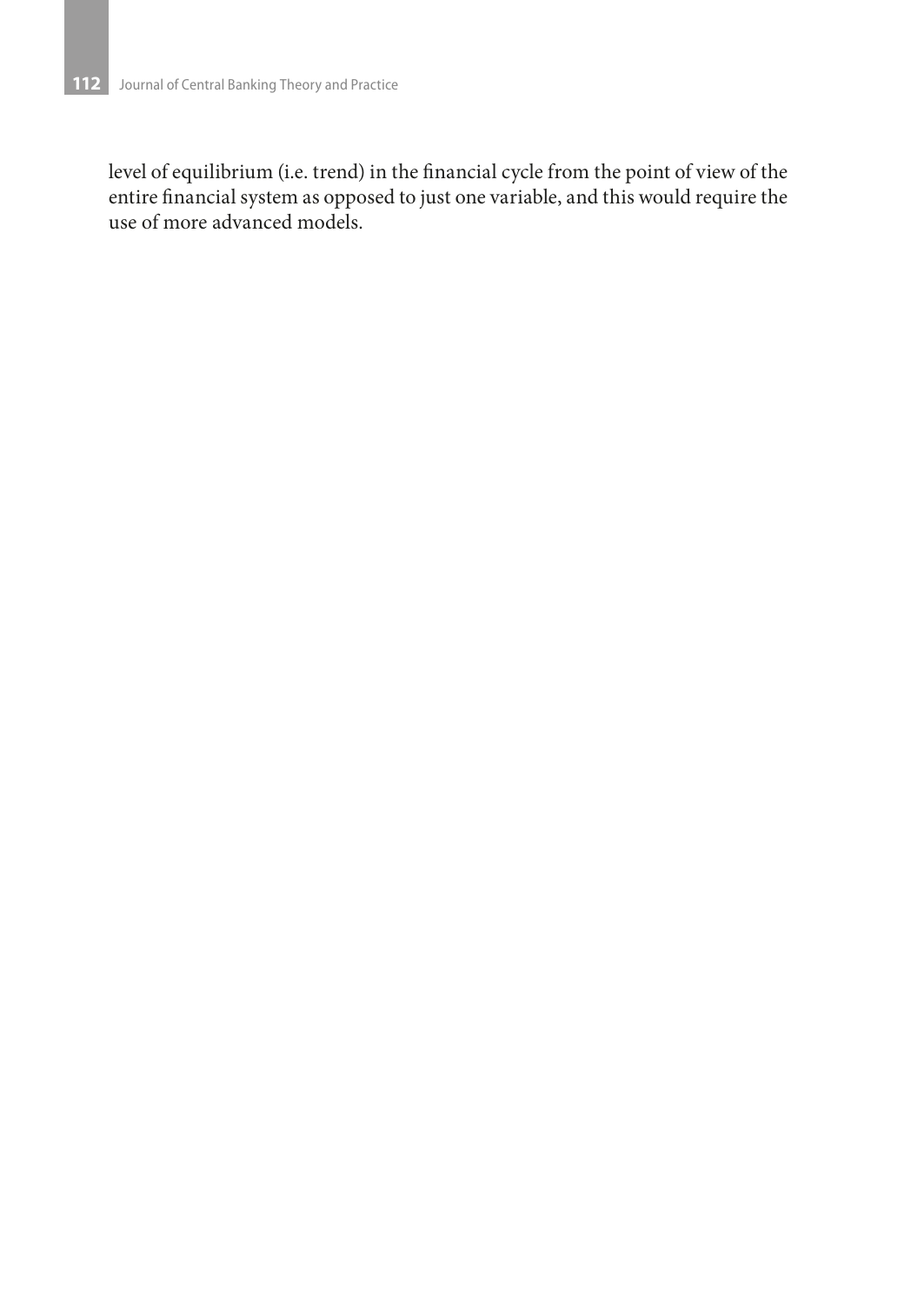level of equilibrium (i.e. trend) in the financial cycle from the point of view of the entire financial system as opposed to just one variable, and this would require the use of more advanced models.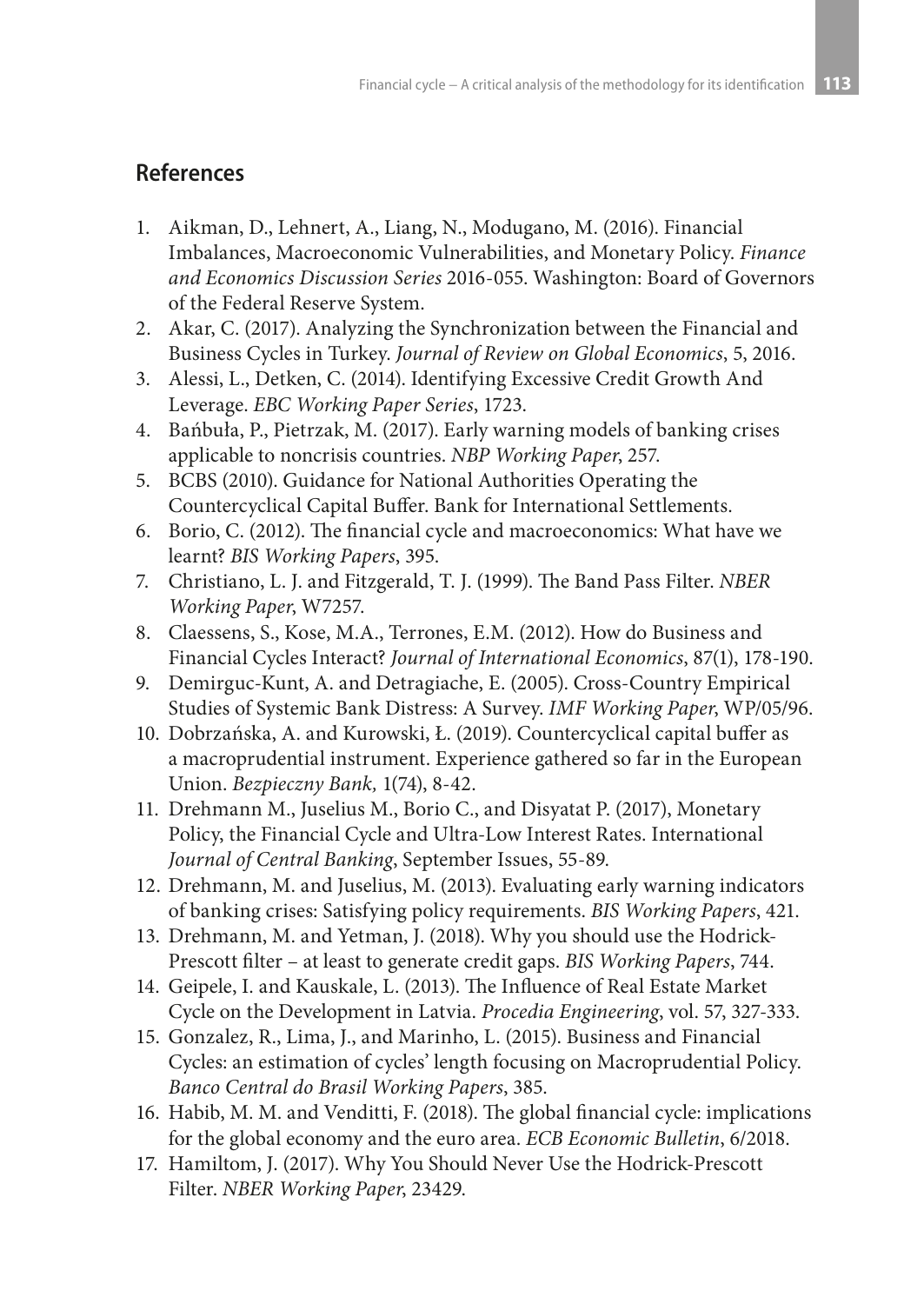## References

1. Aikman, D., Lehnert, A., Liang, N., Modugano, M. (2016). Financial Imbalances, Macroeconomic Vulnerabilities, and Monetary Policy. *Finance and Economics Discussion Series* 2016-055. Washington: Board of Governors of the Federal Reserve System.
2. Akar, C. (2017). Analyzing the Synchronization between the Financial and Business Cycles in Turkey. *Journal of Review on Global Economics*, 5, 2016.
3. Alessi, L., Detken, C. (2014). Identifying Excessive Credit Growth And Leverage. *EBC Working Paper Series*, 1723.
4. Bańbuła, P., Pietrzak, M. (2017). Early warning models of banking crises applicable to noncrisis countries. *NBP Working Paper*, 257.
5. BCBS (2010). Guidance for National Authorities Operating the Countercyclical Capital Buffer. Bank for International Settlements.
6. Borio, C. (2012). The financial cycle and macroeconomics: What have we learnt? *BIS Working Papers*, 395.
7. Christiano, L. J. and Fitzgerald, T. J. (1999). The Band Pass Filter. *NBER Working Paper*, W7257.
8. Claessens, S., Kose, M.A., Terrones, E.M. (2012). How do Business and Financial Cycles Interact? *Journal of International Economics*, 87(1), 178-190.
9. Demirguc-Kunt, A. and Detragiache, E. (2005). Cross-Country Empirical Studies of Systemic Bank Distress: A Survey. *IMF Working Paper*, WP/05/96.
10. Dobrzańska, A. and Kurowski, Ł. (2019). Countercyclical capital buffer as a macroprudential instrument. Experience gathered so far in the European Union. *Bezpieczny Bank,* 1(74), 8-42.
11. Drehmann M., Juselius M., Borio C., and Disyatat P. (2017), Monetary Policy, the Financial Cycle and Ultra-Low Interest Rates. International *Journal of Central Banking*, September Issues, 55-89.
12. Drehmann, M. and Juselius, M. (2013). Evaluating early warning indicators of banking crises: Satisfying policy requirements. *BIS Working Papers*, 421.
13. Drehmann, M. and Yetman, J. (2018). Why you should use the Hodrick-Prescott filter – at least to generate credit gaps. *BIS Working Papers*, 744.
14. Geipele, I. and Kauskale, L. (2013). The Influence of Real Estate Market Cycle on the Development in Latvia. *Procedia Engineering*, vol. 57, 327-333.
15. Gonzalez, R., Lima, J., and Marinho, L. (2015). Business and Financial Cycles: an estimation of cycles' length focusing on Macroprudential Policy. *Banco Central do Brasil Working Papers*, 385.
16. Habib, M. M. and Venditti, F. (2018). The global financial cycle: implications for the global economy and the euro area. *ECB Economic Bulletin*, 6/2018.
17. Hamiltom, J. (2017). Why You Should Never Use the Hodrick-Prescott Filter. *NBER Working Paper*, 23429.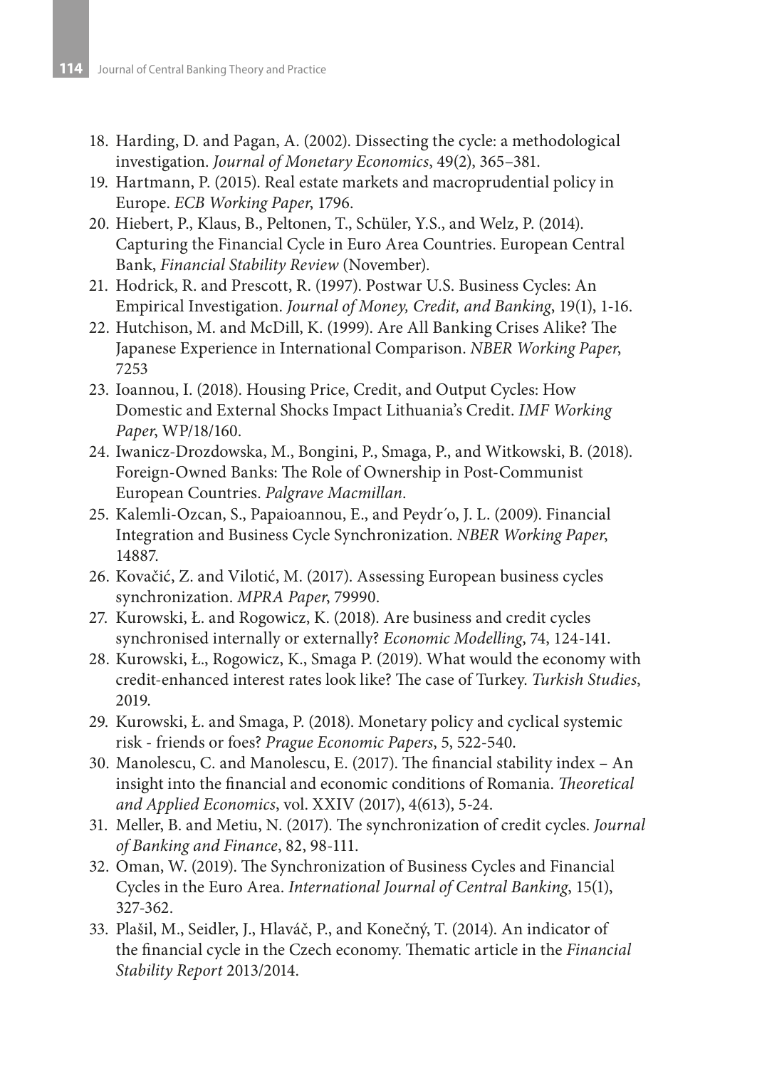18. Harding, D. and Pagan, A. (2002). Dissecting the cycle: a methodological investigation. *Journal of Monetary Economics*, 49(2), 365–381.
19. Hartmann, P. (2015). Real estate markets and macroprudential policy in Europe. *ECB Working Paper*, 1796.
20. Hiebert, P., Klaus, B., Peltonen, T., Schüler, Y.S., and Welz, P. (2014). Capturing the Financial Cycle in Euro Area Countries. European Central Bank, *Financial Stability Review* (November).
21. Hodrick, R. and Prescott, R. (1997). Postwar U.S. Business Cycles: An Empirical Investigation. *Journal of Money, Credit, and Banking*, 19(1), 1-16.
22. Hutchison, M. and McDill, K. (1999). Are All Banking Crises Alike? The Japanese Experience in International Comparison. *NBER Working Paper*, 7253
23. Ioannou, I. (2018). Housing Price, Credit, and Output Cycles: How Domestic and External Shocks Impact Lithuania's Credit. *IMF Working Paper*, WP/18/160.
24. Iwanicz-Drozdowska, M., Bongini, P., Smaga, P., and Witkowski, B. (2018). Foreign-Owned Banks: The Role of Ownership in Post-Communist European Countries. *Palgrave Macmillan.*
25. Kalemli-Ozcan, S., Papaioannou, E., and Peydr´o, J. L. (2009). Financial Integration and Business Cycle Synchronization. *NBER Working Paper*, 14887.
26. Kovačić, Z. and Vilotić, M. (2017). Assessing European business cycles synchronization. *MPRA Paper*, 79990.
27. Kurowski, Ł. and Rogowicz, K. (2018). Are business and credit cycles synchronised internally or externally? *Economic Modelling*, 74, 124-141.
28. Kurowski, Ł., Rogowicz, K., Smaga P. (2019). What would the economy with credit-enhanced interest rates look like? The case of Turkey. *Turkish Studies*, 2019.
29. Kurowski, Ł. and Smaga, P. (2018). Monetary policy and cyclical systemic risk - friends or foes? *Prague Economic Papers*, 5, 522-540.
30. Manolescu, C. and Manolescu, E. (2017). The financial stability index – An insight into the financial and economic conditions of Romania. *Theoretical and Applied Economics*, vol. XXIV (2017), 4(613), 5-24.
31. Meller, B. and Metiu, N. (2017). The synchronization of credit cycles. *Journal of Banking and Finance*, 82, 98-111.
32. Oman, W. (2019). The Synchronization of Business Cycles and Financial Cycles in the Euro Area. *International Journal of Central Banking*, 15(1), 327-362.
33. Plašil, M., Seidler, J., Hlaváč, P., and Konečný, T. (2014). An indicator of the financial cycle in the Czech economy. Thematic article in the *Financial Stability Report* 2013/2014.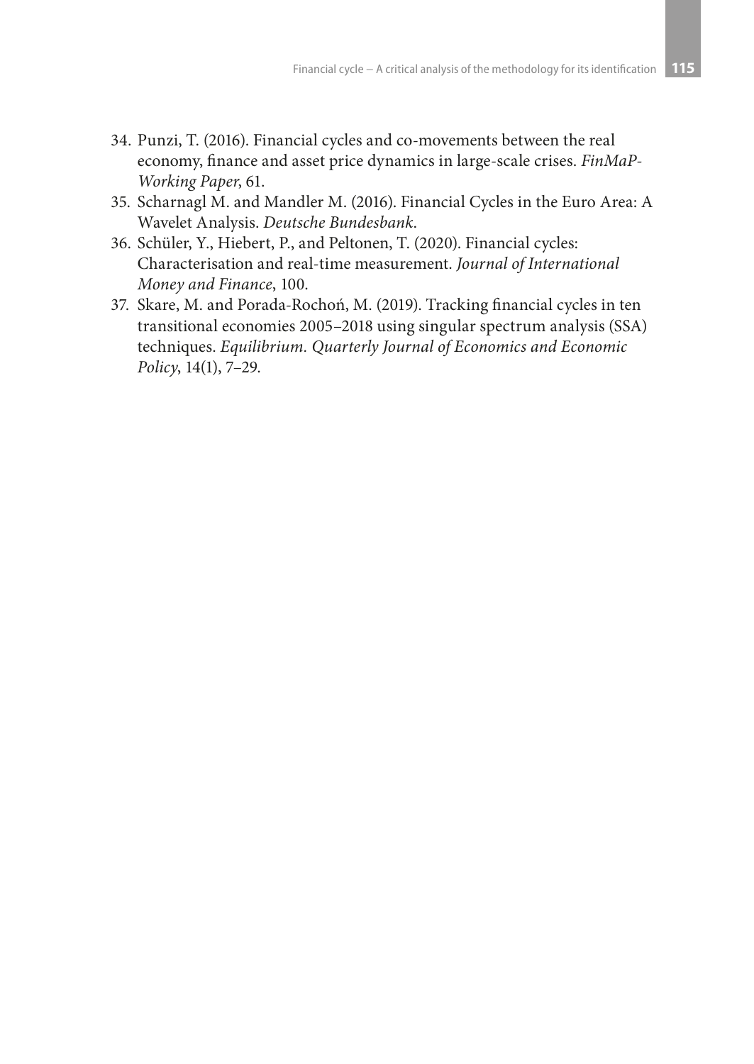34. Punzi, T. (2016). Financial cycles and co-movements between the real economy, finance and asset price dynamics in large-scale crises. *FinMaP-Working Paper*, 61.
35. Scharnagl M. and Mandler M. (2016). Financial Cycles in the Euro Area: A Wavelet Analysis. *Deutsche Bundesbank*.
36. Schüler, Y., Hiebert, P., and Peltonen, T. (2020). Financial cycles: Characterisation and real-time measurement. *Journal of International Money and Finance*, 100.
37. Skare, M. and Porada-Rochoń, M. (2019). Tracking financial cycles in ten transitional economies 2005–2018 using singular spectrum analysis (SSA) techniques. *Equilibrium. Quarterly Journal of Economics and Economic Policy*, 14(1), 7–29.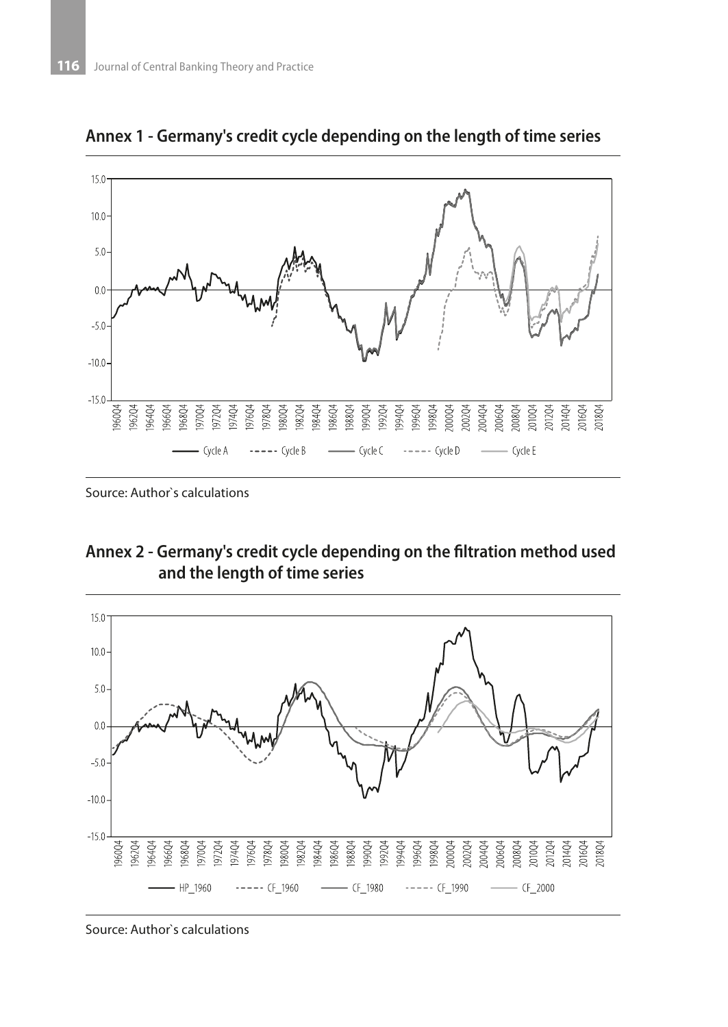## Annex 1 - Germany's credit cycle depending on the length of time series

15.0
10.0
5.0
0.0
-5.0
-10.0
-15.0

1960Q4 1962Q4 1964Q4 1966Q4 1968Q4 1970Q4 1972Q4 1974Q4 1976Q4 1978Q4 1980Q4 1982Q4 1984Q4 1986Q4 1988Q4 1990Q4 1992Q4 1994Q4 1996Q4 1998Q4 2000Q4 2002Q4 2004Q4 2006Q4 2008Q4 2010Q4 2012Q4 2014Q4 2016Q4 2018Q4

Cycle A    Cycle B    Cycle C    Cycle D    Cycle E

Source: Author`s calculations

## Annex 2 - Germany's credit cycle depending on the filtration method used and the length of time series

15.0
10.0
5.0
0.0
-5.0
-10.0
-15.0

1960Q4 1962Q4 1964Q4 1966Q4 1968Q4 1970Q4 1972Q4 1974Q4 1976Q4 1978Q4 1980Q4 1982Q4 1984Q4 1986Q4 1988Q4 1990Q4 1992Q4 1994Q4 1996Q4 1998Q4 2000Q4 2002Q4 2004Q4 2006Q4 2008Q4 2010Q4 2012Q4 2014Q4 2016Q4 2018Q4

HP_1960    CF_1960    CF_1980    CF_1990    CF_2000

Source: Author`s calculations